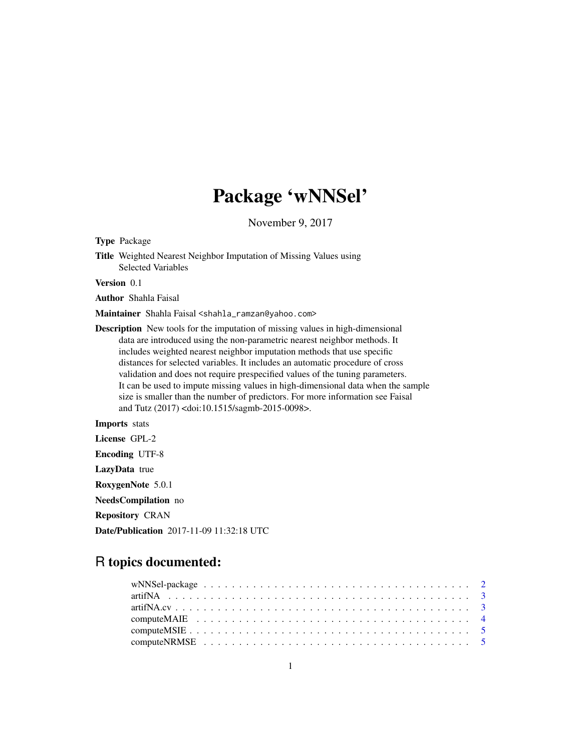# Package 'wNNSel'

November 9, 2017

**Type** Package

**Title** Weighted Nearest Neighbor Imputation of Missing Values using Selected Variables

**Version** 0.1

**Author** Shahla Faisal

**Maintainer** Shahla Faisal <shahla_ramzan@yahoo.com>

**Description** New tools for the imputation of missing values in high-dimensional data are introduced using the non-parametric nearest neighbor methods. It includes weighted nearest neighbor imputation methods that use specific distances for selected variables. It includes an automatic procedure of cross validation and does not require prespecified values of the tuning parameters. It can be used to impute missing values in high-dimensional data when the sample size is smaller than the number of predictors. For more information see Faisal and Tutz (2017) <doi:10.1515/sagmb-2015-0098>.

**Imports** stats

**License** GPL-2

**Encoding** UTF-8

**LazyData** true

**RoxygenNote** 5.0.1

**NeedsCompilation** no

**Repository** CRAN

**Date/Publication** 2017-11-09 11:32:18 UTC

## R topics documented:

wNNSel-package . . . . . . . . . . . . . . . . . . . . . . . . . . . . . . . . . . . . 2
artifNA . . . . . . . . . . . . . . . . . . . . . . . . . . . . . . . . . . . . . . . . . 3
artifNA.cv . . . . . . . . . . . . . . . . . . . . . . . . . . . . . . . . . . . . . . . 3
computeMAIE . . . . . . . . . . . . . . . . . . . . . . . . . . . . . . . . . . . . . 4
computeMSIE . . . . . . . . . . . . . . . . . . . . . . . . . . . . . . . . . . . . . 5
computeNRMSE . . . . . . . . . . . . . . . . . . . . . . . . . . . . . . . . . . . . 5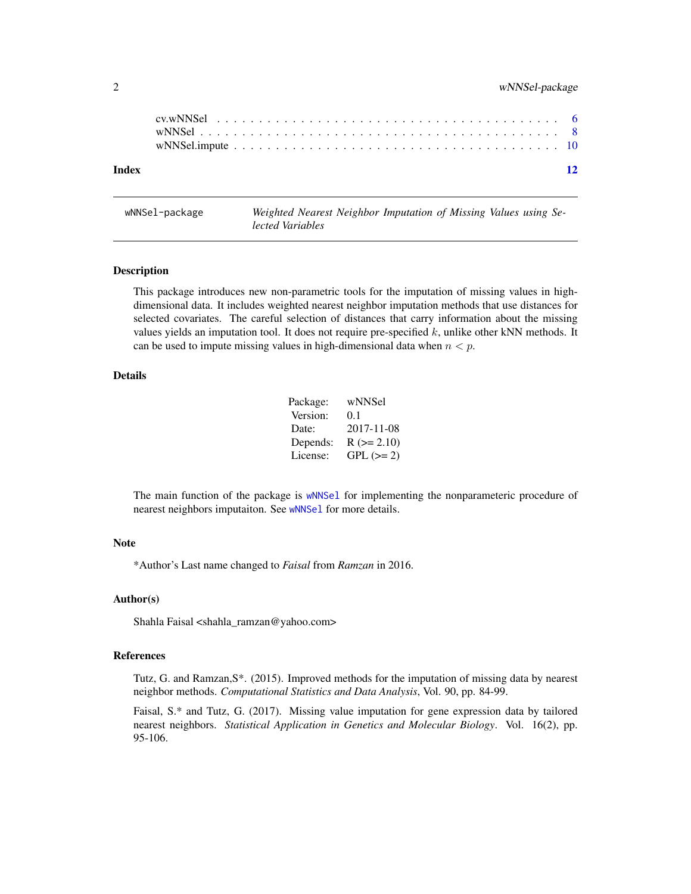cv.wNNSel . . . . . . . . . . . . . . . . . . . . . . . . . . . . . . . . . . . . . . . 6
wNNSel . . . . . . . . . . . . . . . . . . . . . . . . . . . . . . . . . . . . . . . . . 8
wNNSel.impute . . . . . . . . . . . . . . . . . . . . . . . . . . . . . . . . . . . . . 10

**Index** 12

---

`wNNSel-package` *Weighted Nearest Neighbor Imputation of Missing Values using Selected Variables*

---

### Description

This package introduces new non-parametric tools for the imputation of missing values in high-dimensional data. It includes weighted nearest neighbor imputation methods that use distances for selected covariates. The careful selection of distances that carry information about the missing values yields an imputation tool. It does not require pre-specified $k$, unlike other kNN methods. It can be used to impute missing values in high-dimensional data when $n < p$.

### Details

| | |
|---|---|
| Package: | wNNSel |
| Version: | 0.1 |
| Date: | 2017-11-08 |
| Depends: | R (>= 2.10) |
| License: | GPL (>= 2) |

The main function of the package is `wNNSel` for implementing the nonparameteric procedure of nearest neighbors imputaiton. See `wNNSel` for more details.

### Note

*Author's Last name changed to *Faisal* from *Ramzan* in 2016.

### Author(s)

Shahla Faisal <shahla_ramzan@yahoo.com>

### References

Tutz, G. and Ramzan,S*. (2015). Improved methods for the imputation of missing data by nearest neighbor methods. *Computational Statistics and Data Analysis*, Vol. 90, pp. 84-99.

Faisal, S.* and Tutz, G. (2017). Missing value imputation for gene expression data by tailored nearest neighbors. *Statistical Application in Genetics and Molecular Biology*. Vol. 16(2), pp. 95-106.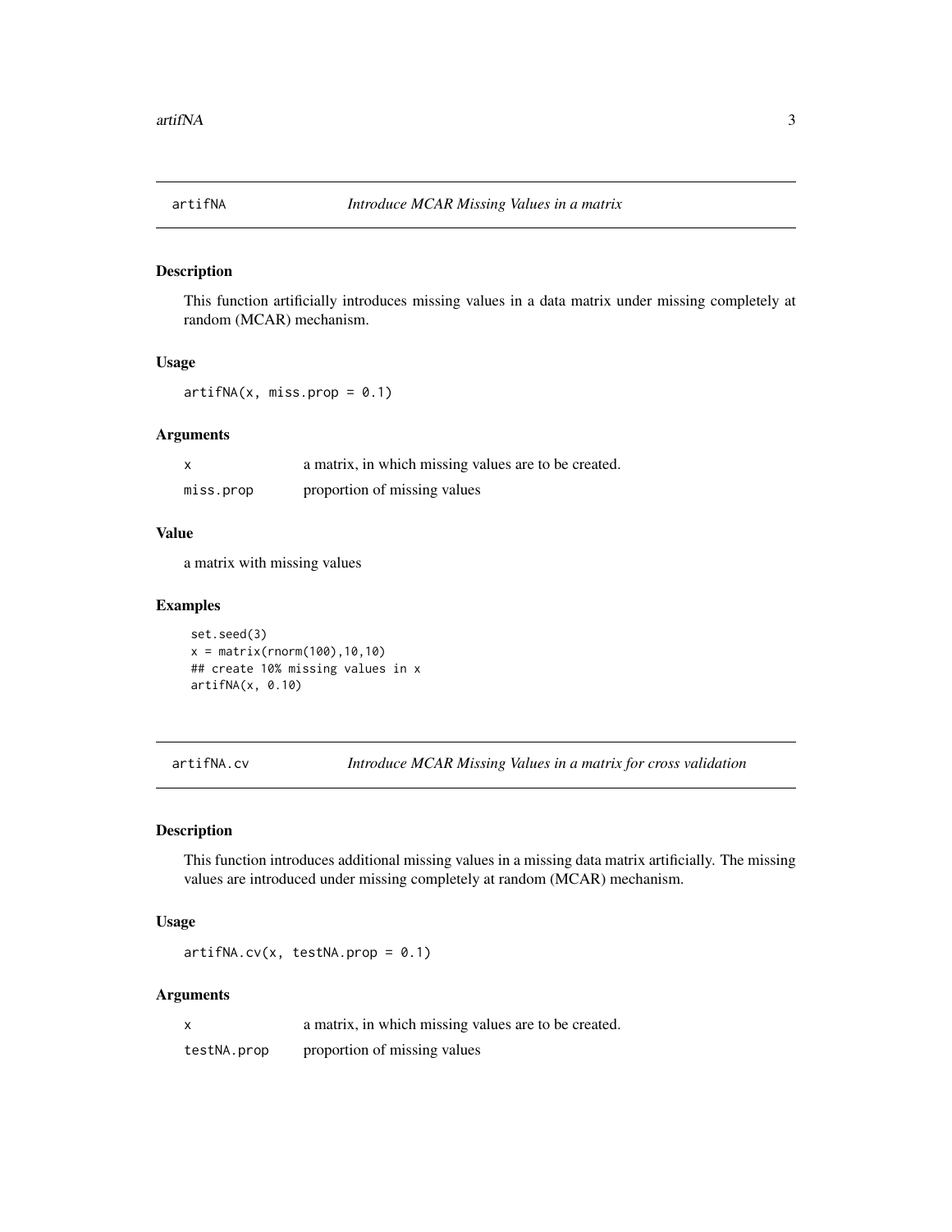## artifNA — *Introduce MCAR Missing Values in a matrix*

### Description

This function artificially introduces missing values in a data matrix under missing completely at random (MCAR) mechanism.

### Usage

```
artifNA(x, miss.prop = 0.1)
```

### Arguments

| | |
|---|---|
| `x` | a matrix, in which missing values are to be created. |
| `miss.prop` | proportion of missing values |

### Value

a matrix with missing values

### Examples

```
set.seed(3)
x = matrix(rnorm(100),10,10)
## create 10% missing values in x
artifNA(x, 0.10)
```

## artifNA.cv — *Introduce MCAR Missing Values in a matrix for cross validation*

### Description

This function introduces additional missing values in a missing data matrix artificially. The missing values are introduced under missing completely at random (MCAR) mechanism.

### Usage

```
artifNA.cv(x, testNA.prop = 0.1)
```

### Arguments

| | |
|---|---|
| `x` | a matrix, in which missing values are to be created. |
| `testNA.prop` | proportion of missing values |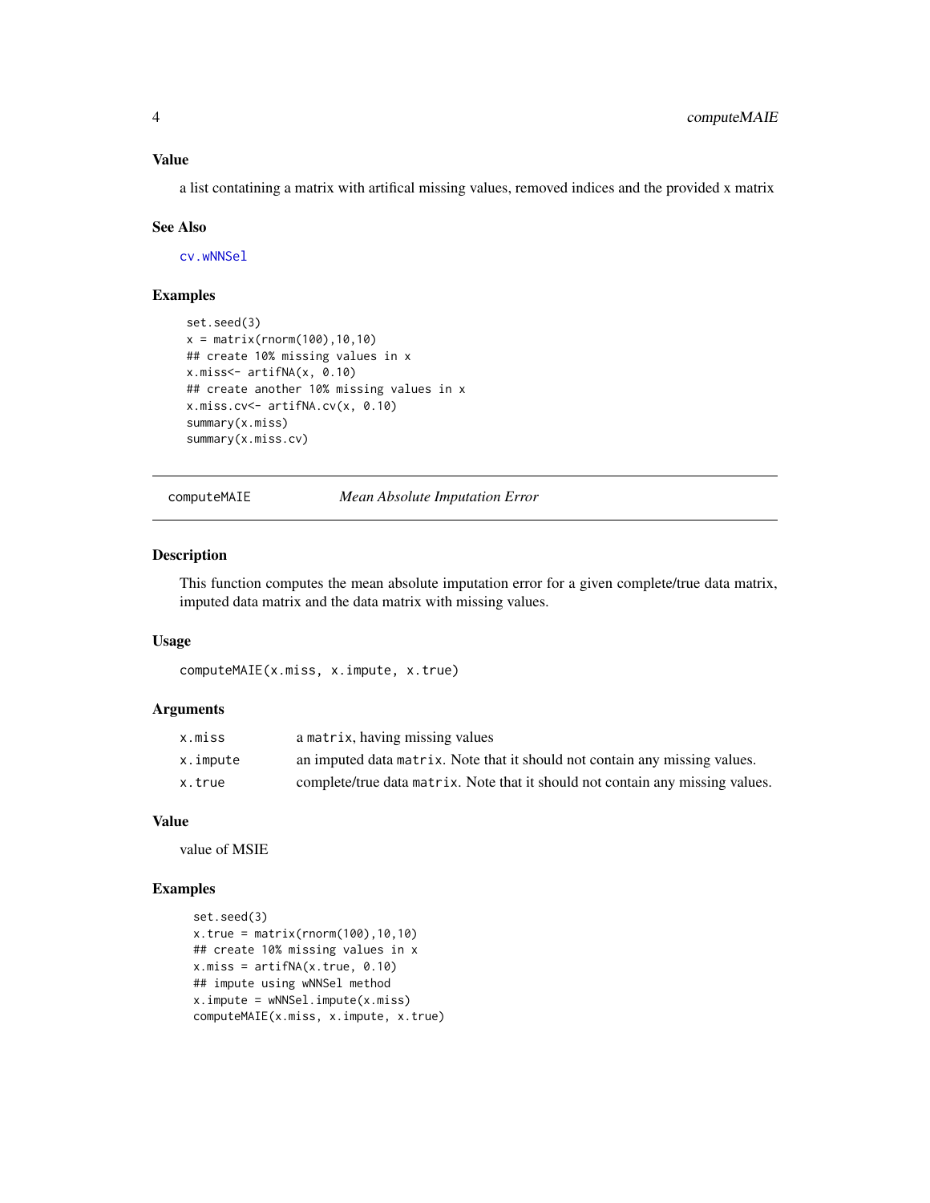### Value

a list contataining a matrix with artifical missing values, removed indices and the provided x matrix

### See Also

cv.wNNSel

### Examples

```
set.seed(3)
x = matrix(rnorm(100),10,10)
## create 10% missing values in x
x.miss<- artifNA(x, 0.10)
## create another 10% missing values in x
x.miss.cv<- artifNA.cv(x, 0.10)
summary(x.miss)
summary(x.miss.cv)
```

---

## computeMAIE — *Mean Absolute Imputation Error*

### Description

This function computes the mean absolute imputation error for a given complete/true data matrix, imputed data matrix and the data matrix with missing values.

### Usage

```
computeMAIE(x.miss, x.impute, x.true)
```

### Arguments

| | |
|---|---|
| `x.miss` | a `matrix`, having missing values |
| `x.impute` | an imputed data `matrix`. Note that it should not contain any missing values. |
| `x.true` | complete/true data `matrix`. Note that it should not contain any missing values. |

### Value

value of MSIE

### Examples

```
set.seed(3)
x.true = matrix(rnorm(100),10,10)
## create 10% missing values in x
x.miss = artifNA(x.true, 0.10)
## impute using wNNSel method
x.impute = wNNSel.impute(x.miss)
computeMAIE(x.miss, x.impute, x.true)
```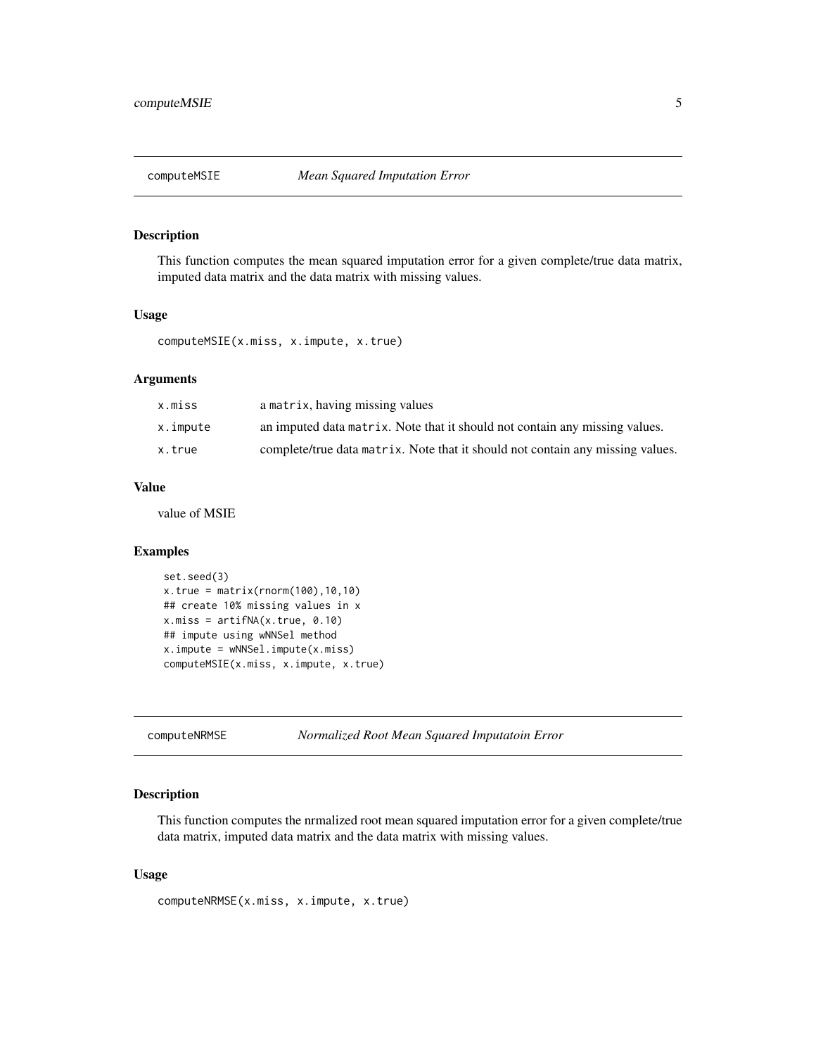## computeMSIE — *Mean Squared Imputation Error*

### Description

This function computes the mean squared imputation error for a given complete/true data matrix, imputed data matrix and the data matrix with missing values.

### Usage

```
computeMSIE(x.miss, x.impute, x.true)
```

### Arguments

| | |
|---|---|
| `x.miss` | a `matrix`, having missing values |
| `x.impute` | an imputed data `matrix`. Note that it should not contain any missing values. |
| `x.true` | complete/true data `matrix`. Note that it should not contain any missing values. |

### Value

value of MSIE

### Examples

```
set.seed(3)
x.true = matrix(rnorm(100),10,10)
## create 10% missing values in x
x.miss = artifNA(x.true, 0.10)
## impute using wNNSel method
x.impute = wNNSel.impute(x.miss)
computeMSIE(x.miss, x.impute, x.true)
```

## computeNRMSE — *Normalized Root Mean Squared Imputatoin Error*

### Description

This function computes the nrmalized root mean squared imputation error for a given complete/true data matrix, imputed data matrix and the data matrix with missing values.

### Usage

```
computeNRMSE(x.miss, x.impute, x.true)
```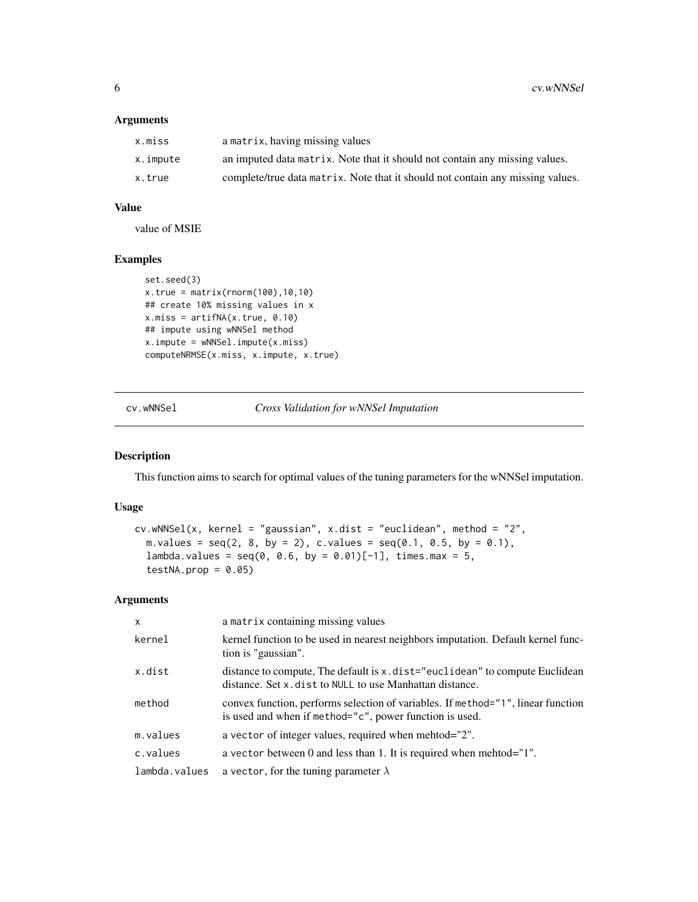### Arguments

| | |
|---|---|
| x.miss | a matrix, having missing values |
| x.impute | an imputed data matrix. Note that it should not contain any missing values. |
| x.true | complete/true data matrix. Note that it should not contain any missing values. |

### Value

value of MSIE

### Examples

```
set.seed(3)
x.true = matrix(rnorm(100),10,10)
## create 10% missing values in x
x.miss = artifNA(x.true, 0.10)
## impute using wNNSel method
x.impute = wNNSel.impute(x.miss)
computeNRMSE(x.miss, x.impute, x.true)
```

---

## cv.wNNSel — *Cross Validation for wNNSel Imputation*

### Description

This function aims to search for optimal values of the tuning parameters for the wNNSel imputation.

### Usage

```
cv.wNNSel(x, kernel = "gaussian", x.dist = "euclidean", method = "2",
  m.values = seq(2, 8, by = 2), c.values = seq(0.1, 0.5, by = 0.1),
  lambda.values = seq(0, 0.6, by = 0.01)[-1], times.max = 5,
  testNA.prop = 0.05)
```

### Arguments

| | |
|---|---|
| x | a matrix containing missing values |
| kernel | kernel function to be used in nearest neighbors imputation. Default kernel function is "gaussian". |
| x.dist | distance to compute, The default is x.dist="euclidean" to compute Euclidean distance. Set x.dist to NULL to use Manhattan distance. |
| method | convex function, performs selection of variables. If method="1", linear function is used and when if method="c", power function is used. |
| m.values | a vector of integer values, required when mehtod="2". |
| c.values | a vector between 0 and less than 1. It is required when mehtod="1". |
| lambda.values | a vector, for the tuning parameter $\lambda$ |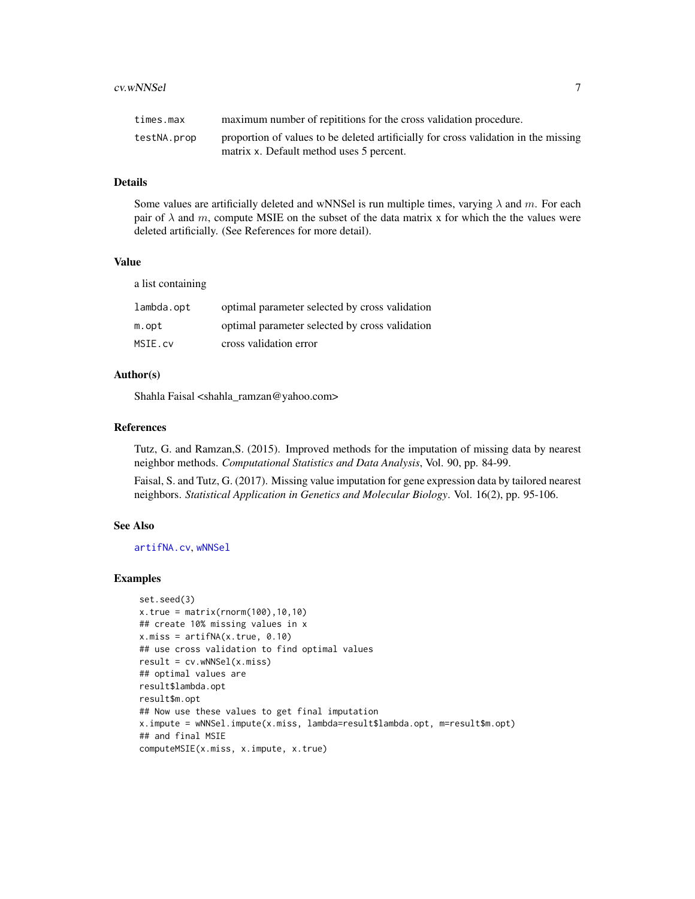| | |
|---|---|
| times.max | maximum number of repititions for the cross validation procedure. |
| testNA.prop | proportion of values to be deleted artificially for cross validation in the missing matrix x. Default method uses 5 percent. |

### Details

Some values are artificially deleted and wNNSel is run multiple times, varying $\lambda$ and $m$. For each pair of $\lambda$ and $m$, compute MSIE on the subset of the data matrix x for which the the values were deleted artificially. (See References for more detail).

### Value

a list containing

| | |
|---|---|
| lambda.opt | optimal parameter selected by cross validation |
| m.opt | optimal parameter selected by cross validation |
| MSIE.cv | cross validation error |

### Author(s)

Shahla Faisal <shahla_ramzan@yahoo.com>

### References

Tutz, G. and Ramzan,S. (2015). Improved methods for the imputation of missing data by nearest neighbor methods. *Computational Statistics and Data Analysis*, Vol. 90, pp. 84-99.

Faisal, S. and Tutz, G. (2017). Missing value imputation for gene expression data by tailored nearest neighbors. *Statistical Application in Genetics and Molecular Biology*. Vol. 16(2), pp. 95-106.

### See Also

artifNA.cv, wNNSel

### Examples

```
set.seed(3)
x.true = matrix(rnorm(100),10,10)
## create 10% missing values in x
x.miss = artifNA(x.true, 0.10)
## use cross validation to find optimal values
result = cv.wNNSel(x.miss)
## optimal values are
result$lambda.opt
result$m.opt
## Now use these values to get final imputation
x.impute = wNNSel.impute(x.miss, lambda=result$lambda.opt, m=result$m.opt)
## and final MSIE
computeMSIE(x.miss, x.impute, x.true)
```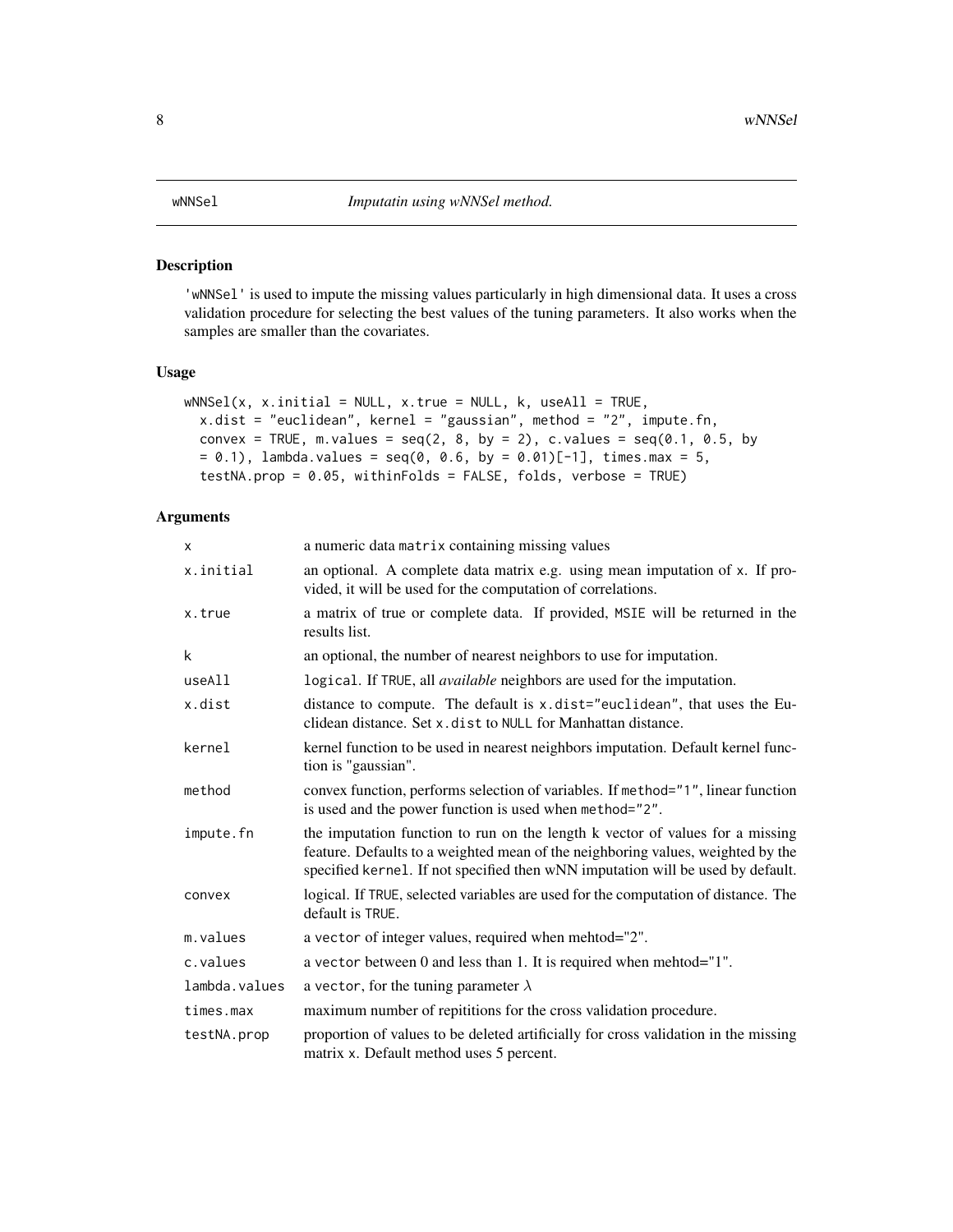wNNSel *Imputatin using wNNSel method.*

## Description

'wNNSel' is used to impute the missing values particularly in high dimensional data. It uses a cross validation procedure for selecting the best values of the tuning parameters. It also works when the samples are smaller than the covariates.

## Usage

```
wNNSel(x, x.initial = NULL, x.true = NULL, k, useAll = TRUE,
  x.dist = "euclidean", kernel = "gaussian", method = "2", impute.fn,
  convex = TRUE, m.values = seq(2, 8, by = 2), c.values = seq(0.1, 0.5, by
  = 0.1), lambda.values = seq(0, 0.6, by = 0.01)[-1], times.max = 5,
  testNA.prop = 0.05, withinFolds = FALSE, folds, verbose = TRUE)
```

## Arguments

| | |
|---|---|
| x | a numeric data matrix containing missing values |
| x.initial | an optional. A complete data matrix e.g. using mean imputation of x. If provided, it will be used for the computation of correlations. |
| x.true | a matrix of true or complete data. If provided, MSIE will be returned in the results list. |
| k | an optional, the number of nearest neighbors to use for imputation. |
| useAll | logical. If TRUE, all *available* neighbors are used for the imputation. |
| x.dist | distance to compute. The default is x.dist="euclidean", that uses the Euclidean distance. Set x.dist to NULL for Manhattan distance. |
| kernel | kernel function to be used in nearest neighbors imputation. Default kernel function is "gaussian". |
| method | convex function, performs selection of variables. If method="1", linear function is used and the power function is used when method="2". |
| impute.fn | the imputation function to run on the length k vector of values for a missing feature. Defaults to a weighted mean of the neighboring values, weighted by the specified kernel. If not specified then wNN imputation will be used by default. |
| convex | logical. If TRUE, selected variables are used for the computation of distance. The default is TRUE. |
| m.values | a vector of integer values, required when mehtod="2". |
| c.values | a vector between 0 and less than 1. It is required when mehtod="1". |
| lambda.values | a vector, for the tuning parameter $\lambda$ |
| times.max | maximum number of repititions for the cross validation procedure. |
| testNA.prop | proportion of values to be deleted artificially for cross validation in the missing matrix x. Default method uses 5 percent. |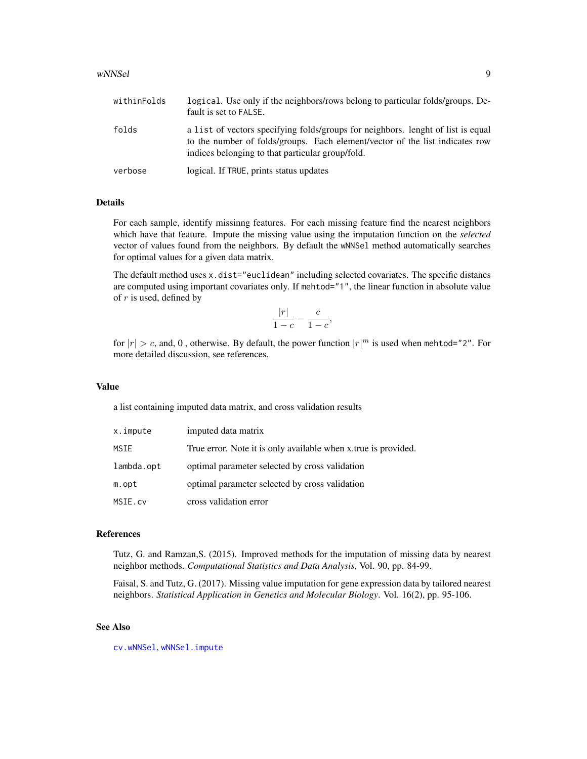| | |
|---|---|
| withinFolds | `logical`. Use only if the neighbors/rows belong to particular folds/groups. Default is set to `FALSE`. |
| folds | a `list` of vectors specifying folds/groups for neighbors. lenght of list is equal to the number of folds/groups. Each element/vector of the list indicates row indices belonging to that particular group/fold. |
| verbose | logical. If `TRUE`, prints status updates |

## Details

For each sample, identify missinng features. For each missing feature find the nearest neighbors which have that feature. Impute the missing value using the imputation function on the *selected* vector of values found from the neighbors. By default the `wNNSel` method automatically searches for optimal values for a given data matrix.

The default method uses `x.dist="euclidean"` including selected covariates. The specific distancs are computed using important covariates only. If `mehtod="1"`, the linear function in absolute value of $r$ is used, defined by

$$\frac{|r|}{1-c} - \frac{c}{1-c},$$

for $|r| > c$, and, 0 , otherwise. By default, the power function $|r|^m$ is used when `mehtod="2"`. For more detailed discussion, see references.

## Value

a list containing imputed data matrix, and cross validation results

| | |
|---|---|
| x.impute | imputed data matrix |
| MSIE | True error. Note it is only available when x.true is provided. |
| lambda.opt | optimal parameter selected by cross validation |
| m.opt | optimal parameter selected by cross validation |
| MSIE.cv | cross validation error |

## References

Tutz, G. and Ramzan,S. (2015). Improved methods for the imputation of missing data by nearest neighbor methods. *Computational Statistics and Data Analysis*, Vol. 90, pp. 84-99.

Faisal, S. and Tutz, G. (2017). Missing value imputation for gene expression data by tailored nearest neighbors. *Statistical Application in Genetics and Molecular Biology*. Vol. 16(2), pp. 95-106.

## See Also

`cv.wNNSel`, `wNNSel.impute`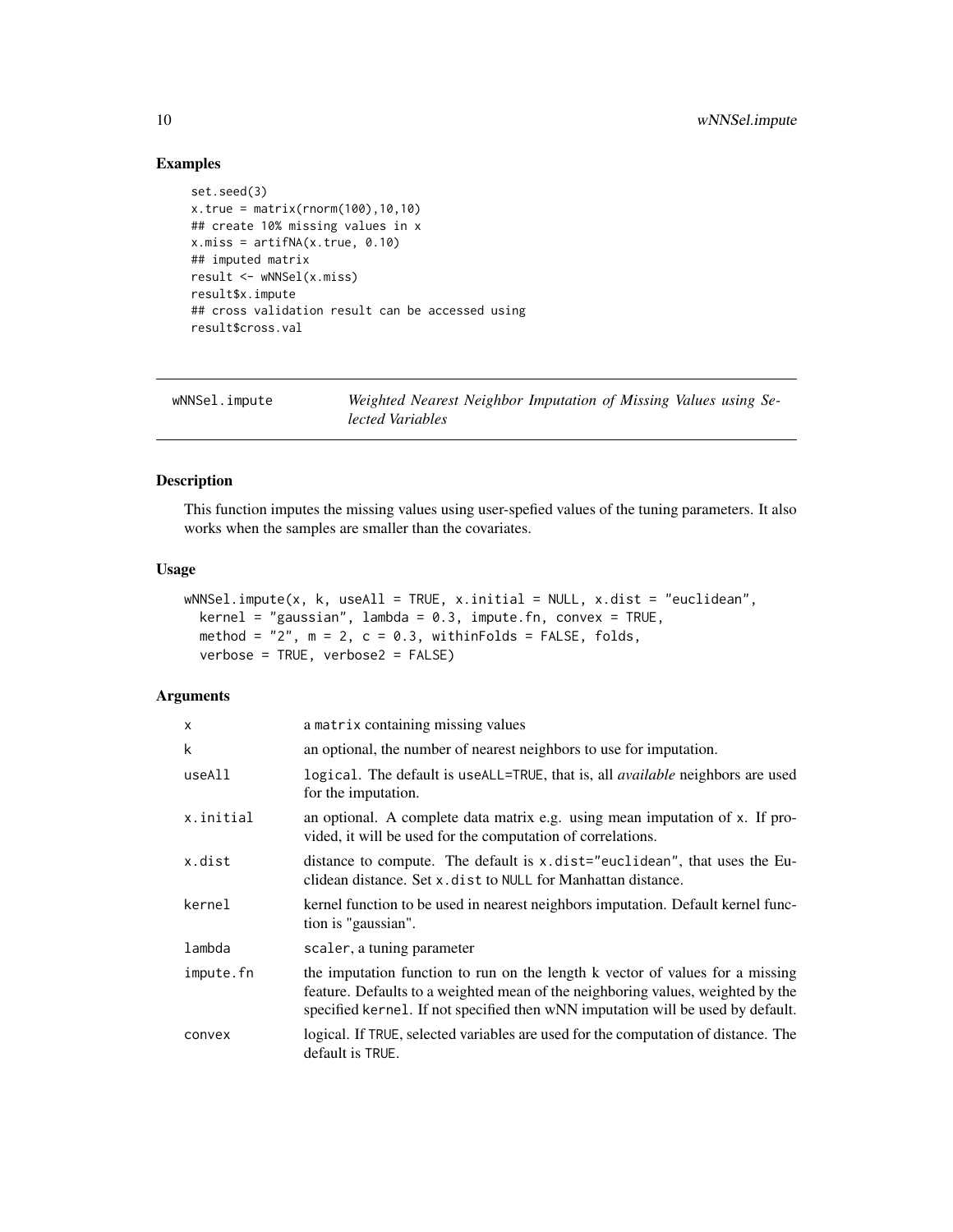## Examples

```
set.seed(3)
x.true = matrix(rnorm(100),10,10)
## create 10% missing values in x
x.miss = artifNA(x.true, 0.10)
## imputed matrix
result <- wNNSel(x.miss)
result$x.impute
## cross validation result can be accessed using
result$cross.val
```

---

# wNNSel.impute — *Weighted Nearest Neighbor Imputation of Missing Values using Selected Variables*

## Description

This function imputes the missing values using user-spefied values of the tuning parameters. It also works when the samples are smaller than the covariates.

## Usage

```
wNNSel.impute(x, k, useAll = TRUE, x.initial = NULL, x.dist = "euclidean",
  kernel = "gaussian", lambda = 0.3, impute.fn, convex = TRUE,
  method = "2", m = 2, c = 0.3, withinFolds = FALSE, folds,
  verbose = TRUE, verbose2 = FALSE)
```

## Arguments

| Argument | Description |
|---|---|
| `x` | a `matrix` containing missing values |
| `k` | an optional, the number of nearest neighbors to use for imputation. |
| `useAll` | `logical`. The default is `useALL=TRUE`, that is, all *available* neighbors are used for the imputation. |
| `x.initial` | an optional. A complete data matrix e.g. using mean imputation of `x`. If provided, it will be used for the computation of correlations. |
| `x.dist` | distance to compute. The default is `x.dist="euclidean"`, that uses the Euclidean distance. Set `x.dist` to `NULL` for Manhattan distance. |
| `kernel` | kernel function to be used in nearest neighbors imputation. Default kernel function is "gaussian". |
| `lambda` | `scaler`, a tuning parameter |
| `impute.fn` | the imputation function to run on the length k vector of values for a missing feature. Defaults to a weighted mean of the neighboring values, weighted by the specified `kernel`. If not specified then wNN imputation will be used by default. |
| `convex` | logical. If `TRUE`, selected variables are used for the computation of distance. The default is `TRUE`. |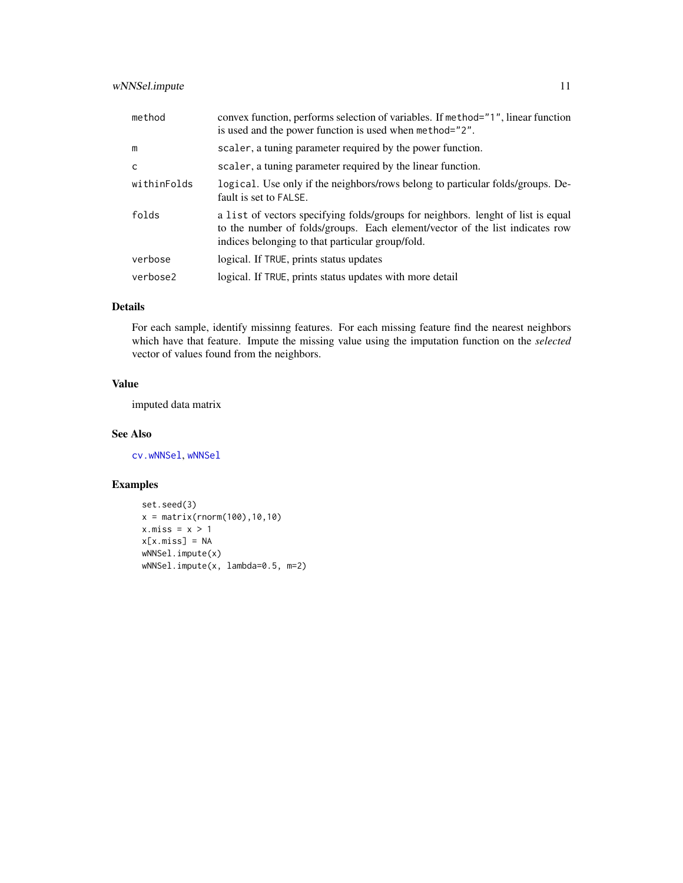| | |
|---|---|
| `method` | convex function, performs selection of variables. If `method="1"`, linear function is used and the power function is used when `method="2"`. |
| `m` | `scaler`, a tuning parameter required by the power function. |
| `c` | `scaler`, a tuning parameter required by the linear function. |
| `withinFolds` | `logical`. Use only if the neighbors/rows belong to particular folds/groups. Default is set to `FALSE`. |
| `folds` | a `list` of vectors specifying folds/groups for neighbors. lenght of list is equal to the number of folds/groups. Each element/vector of the list indicates row indices belonging to that particular group/fold. |
| `verbose` | logical. If `TRUE`, prints status updates |
| `verbose2` | logical. If `TRUE`, prints status updates with more detail |

## Details

For each sample, identify missinng features. For each missing feature find the nearest neighbors which have that feature. Impute the missing value using the imputation function on the *selected* vector of values found from the neighbors.

## Value

imputed data matrix

## See Also

`cv.wNNSel`, `wNNSel`

## Examples

```
set.seed(3)
x = matrix(rnorm(100),10,10)
x.miss = x > 1
x[x.miss] = NA
wNNSel.impute(x)
wNNSel.impute(x, lambda=0.5, m=2)
```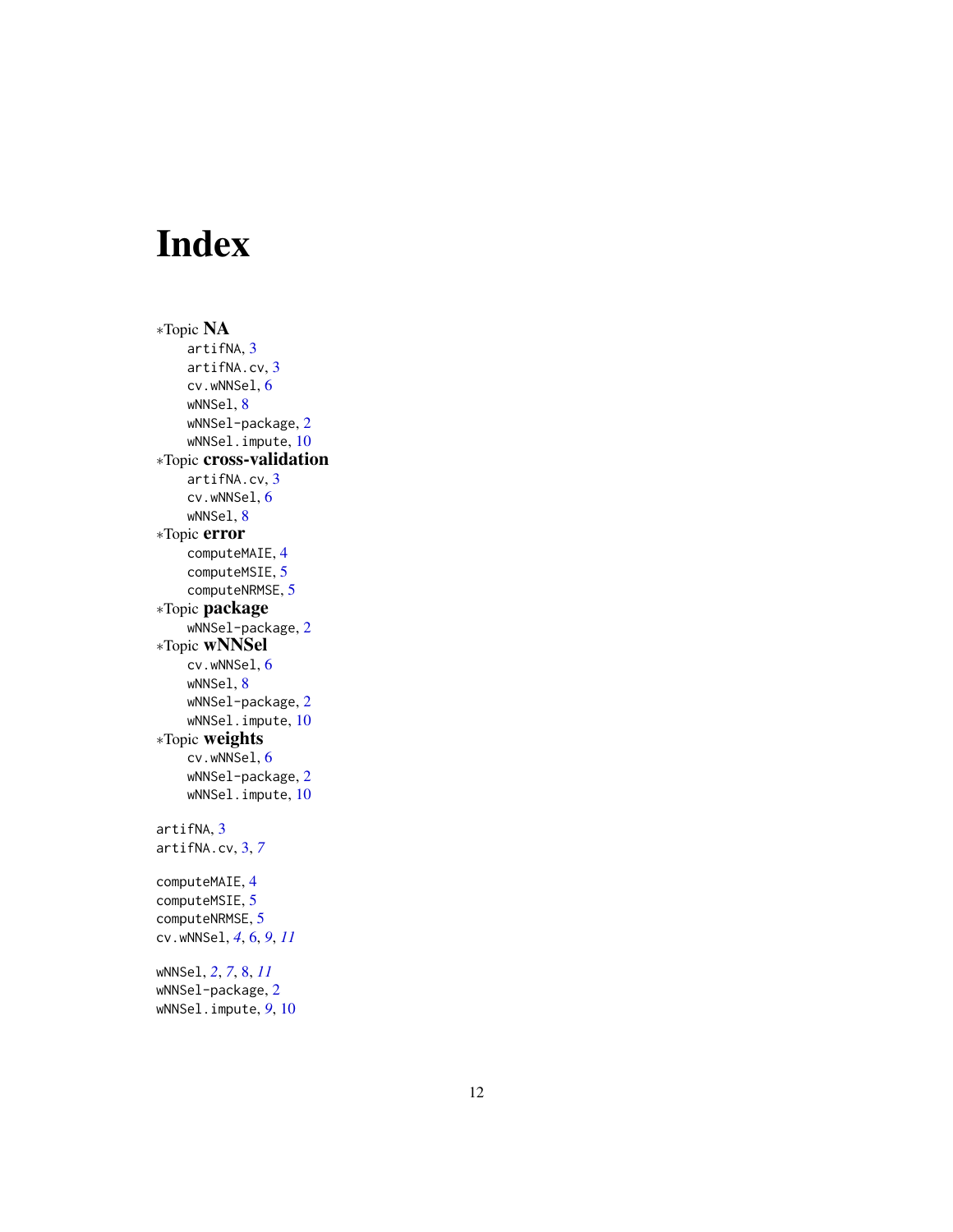# Index

∗Topic **NA**
- artifNA, 3
- artifNA.cv, 3
- cv.wNNSel, 6
- wNNSel, 8
- wNNSel-package, 2
- wNNSel.impute, 10

∗Topic **cross-validation**
- artifNA.cv, 3
- cv.wNNSel, 6
- wNNSel, 8

∗Topic **error**
- computeMAIE, 4
- computeMSIE, 5
- computeNRMSE, 5

∗Topic **package**
- wNNSel-package, 2

∗Topic **wNNSel**
- cv.wNNSel, 6
- wNNSel, 8
- wNNSel-package, 2
- wNNSel.impute, 10

∗Topic **weights**
- cv.wNNSel, 6
- wNNSel-package, 2
- wNNSel.impute, 10

artifNA, 3
artifNA.cv, 3, *7*

computeMAIE, 4
computeMSIE, 5
computeNRMSE, 5
cv.wNNSel, *4*, 6, *9*, *11*

wNNSel, *2*, *7*, 8, *11*
wNNSel-package, 2
wNNSel.impute, *9*, 10